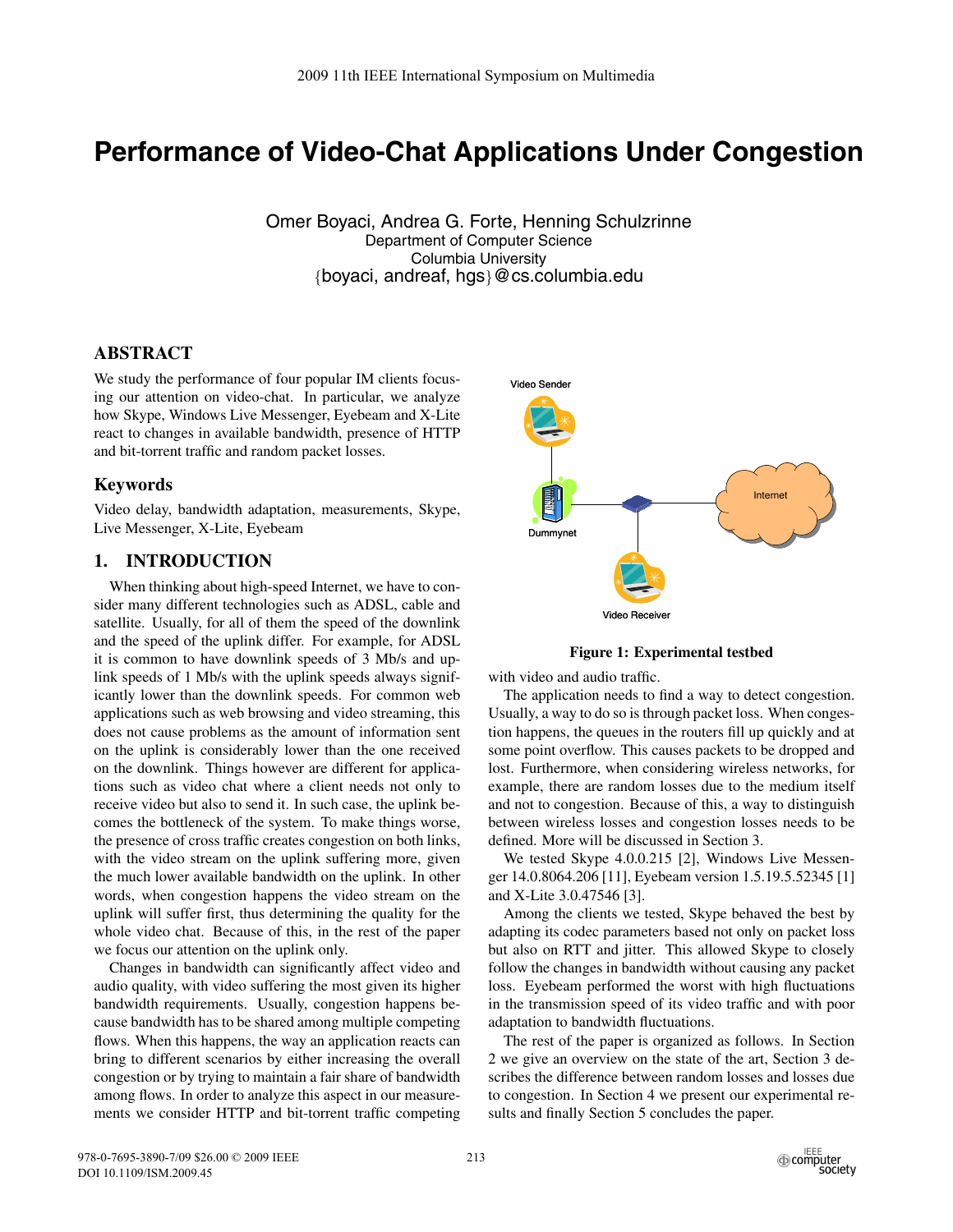# Performance of Video-Chat Applications Under Congestion

Omer Boyaci, Andrea G. Forte, Henning Schulzrinne
Department of Computer Science
Columbia University
{boyaci, andreaf, hgs}@cs.columbia.edu

## ABSTRACT

We study the performance of four popular IM clients focusing our attention on video-chat. In particular, we analyze how Skype, Windows Live Messenger, Eyebeam and X-Lite react to changes in available bandwidth, presence of HTTP and bit-torrent traffic and random packet losses.

### Keywords

Video delay, bandwidth adaptation, measurements, Skype, Live Messenger, X-Lite, Eyebeam

## 1. INTRODUCTION

When thinking about high-speed Internet, we have to consider many different technologies such as ADSL, cable and satellite. Usually, for all of them the speed of the downlink and the speed of the uplink differ. For example, for ADSL it is common to have downlink speeds of 3 Mb/s and uplink speeds of 1 Mb/s with the uplink speeds always significantly lower than the downlink speeds. For common web applications such as web browsing and video streaming, this does not cause problems as the amount of information sent on the uplink is considerably lower than the one received on the downlink. Things however are different for applications such as video chat where a client needs not only to receive video but also to send it. In such case, the uplink becomes the bottleneck of the system. To make things worse, the presence of cross traffic creates congestion on both links, with the video stream on the uplink suffering more, given the much lower available bandwidth on the uplink. In other words, when congestion happens the video stream on the uplink will suffer first, thus determining the quality for the whole video chat. Because of this, in the rest of the paper we focus our attention on the uplink only.

Changes in bandwidth can significantly affect video and audio quality, with video suffering the most given its higher bandwidth requirements. Usually, congestion happens because bandwidth has to be shared among multiple competing flows. When this happens, the way an application reacts can bring to different scenarios by either increasing the overall congestion or by trying to maintain a fair share of bandwidth among flows. In order to analyze this aspect in our measurements we consider HTTP and bit-torrent traffic competing with video and audio traffic.

Video Sender

Dummynet

Internet

Video Receiver

**Figure 1: Experimental testbed**

The application needs to find a way to detect congestion. Usually, a way to do so is through packet loss. When congestion happens, the queues in the routers fill up quickly and at some point overflow. This causes packets to be dropped and lost. Furthermore, when considering wireless networks, for example, there are random losses due to the medium itself and not to congestion. Because of this, a way to distinguish between wireless losses and congestion losses needs to be defined. More will be discussed in Section 3.

We tested Skype 4.0.0.215 [2], Windows Live Messenger 14.0.8064.206 [11], Eyebeam version 1.5.19.5.52345 [1] and X-Lite 3.0.47546 [3].

Among the clients we tested, Skype behaved the best by adapting its codec parameters based not only on packet loss but also on RTT and jitter. This allowed Skype to closely follow the changes in bandwidth without causing any packet loss. Eyebeam performed the worst with high fluctuations in the transmission speed of its video traffic and with poor adaptation to bandwidth fluctuations.

The rest of the paper is organized as follows. In Section 2 we give an overview on the state of the art, Section 3 describes the difference between random losses and losses due to congestion. In Section 4 we present our experimental results and finally Section 5 concludes the paper.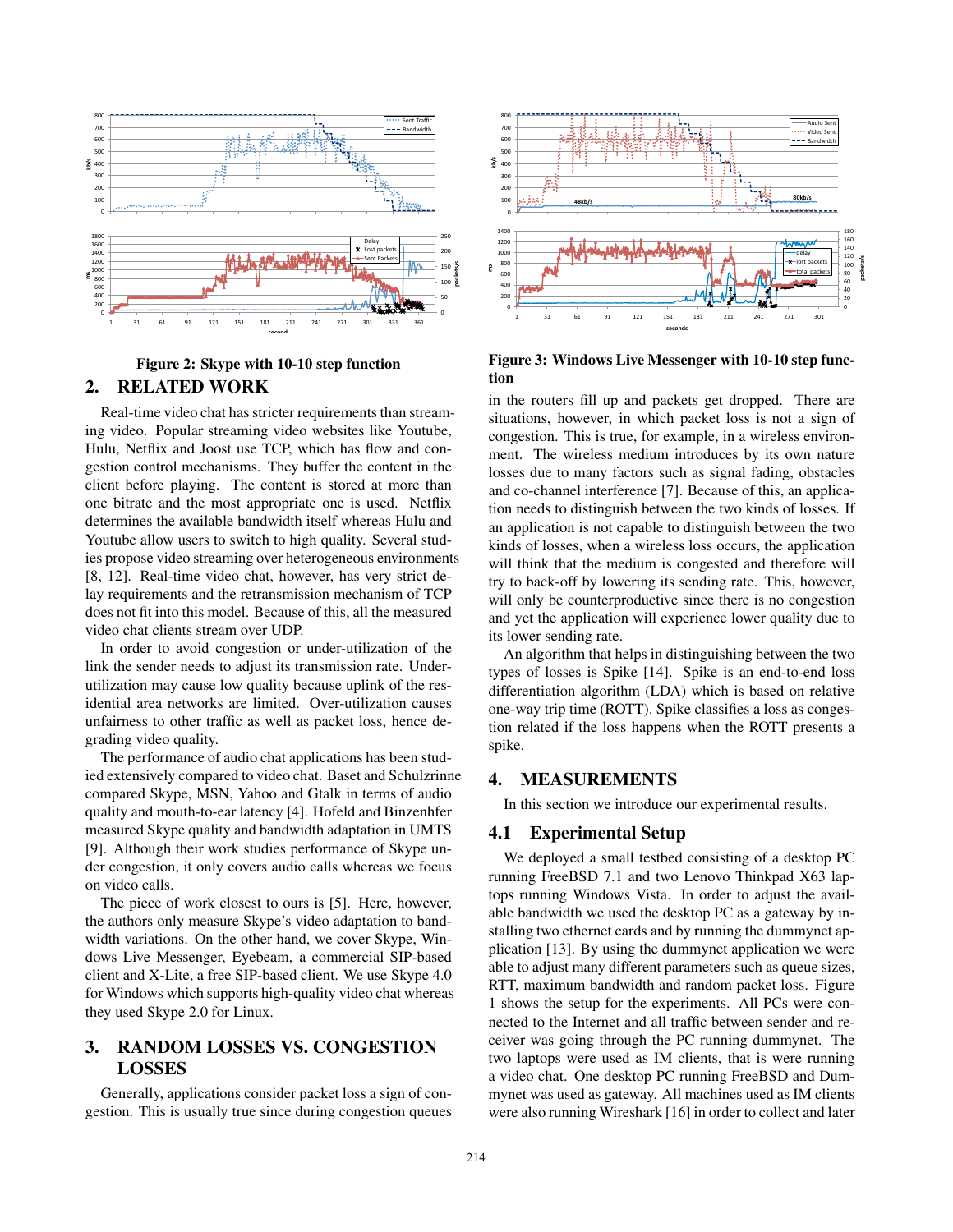Figure 2: Skype with 10-10 step function

Figure 3: Windows Live Messenger with 10-10 step function

## 2. RELATED WORK

Real-time video chat has stricter requirements than streaming video. Popular streaming video websites like Youtube, Hulu, Netflix and Joost use TCP, which has flow and congestion control mechanisms. They buffer the content in the client before playing. The content is stored at more than one bitrate and the most appropriate one is used. Netflix determines the available bandwidth itself whereas Hulu and Youtube allow users to switch to high quality. Several studies propose video streaming over heterogeneous environments [8, 12]. Real-time video chat, however, has very strict delay requirements and the retransmission mechanism of TCP does not fit into this model. Because of this, all the measured video chat clients stream over UDP.

In order to avoid congestion or under-utilization of the link the sender needs to adjust its transmission rate. Under-utilization may cause low quality because uplink of the residential area networks are limited. Over-utilization causes unfairness to other traffic as well as packet loss, hence degrading video quality.

The performance of audio chat applications has been studied extensively compared to video chat. Baset and Schulzrinne compared Skype, MSN, Yahoo and Gtalk in terms of audio quality and mouth-to-ear latency [4]. Hofeld and Binzenhfer measured Skype quality and bandwidth adaptation in UMTS [9]. Although their work studies performance of Skype under congestion, it only covers audio calls whereas we focus on video calls.

The piece of work closest to ours is [5]. Here, however, the authors only measure Skype's video adaptation to bandwidth variations. On the other hand, we cover Skype, Windows Live Messenger, Eyebeam, a commercial SIP-based client and X-Lite, a free SIP-based client. We use Skype 4.0 for Windows which supports high-quality video chat whereas they used Skype 2.0 for Linux.

## 3. RANDOM LOSSES VS. CONGESTION LOSSES

Generally, applications consider packet loss a sign of congestion. This is usually true since during congestion queues in the routers fill up and packets get dropped. There are situations, however, in which packet loss is not a sign of congestion. This is true, for example, in a wireless environment. The wireless medium introduces by its own nature losses due to many factors such as signal fading, obstacles and co-channel interference [7]. Because of this, an application needs to distinguish between the two kinds of losses. If an application is not capable to distinguish between the two kinds of losses, when a wireless loss occurs, the application will think that the medium is congested and therefore will try to back-off by lowering its sending rate. This, however, will only be counterproductive since there is no congestion and yet the application will experience lower quality due to its lower sending rate.

An algorithm that helps in distinguishing between the two types of losses is Spike [14]. Spike is an end-to-end loss differentiation algorithm (LDA) which is based on relative one-way trip time (ROTT). Spike classifies a loss as congestion related if the loss happens when the ROTT presents a spike.

## 4. MEASUREMENTS

In this section we introduce our experimental results.

### 4.1 Experimental Setup

We deployed a small testbed consisting of a desktop PC running FreeBSD 7.1 and two Lenovo Thinkpad X63 laptops running Windows Vista. In order to adjust the available bandwidth we used the desktop PC as a gateway by installing two ethernet cards and by running the dummynet application [13]. By using the dummynet application we were able to adjust many different parameters such as queue sizes, RTT, maximum bandwidth and random packet loss. Figure 1 shows the setup for the experiments. All PCs were connected to the Internet and all traffic between sender and receiver was going through the PC running dummynet. The two laptops were used as IM clients, that is were running a video chat. One desktop PC running FreeBSD and Dummynet was used as gateway. All machines used as IM clients were also running Wireshark [16] in order to collect and later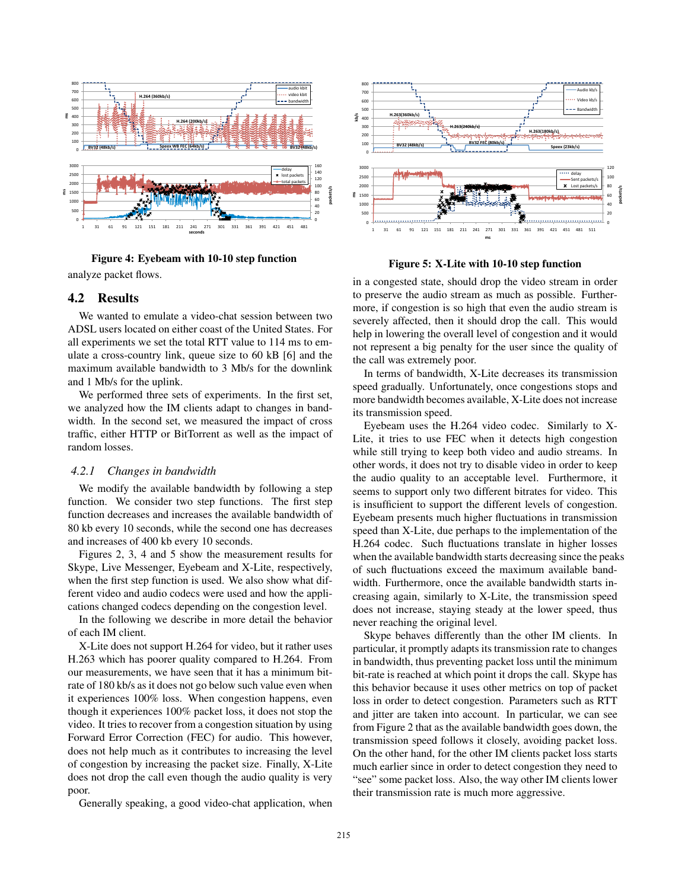Figure 4: Eyebeam with 10-10 step function

Figure 5: X-Lite with 10-10 step function

analyze packet flows.

## 4.2 Results

We wanted to emulate a video-chat session between two ADSL users located on either coast of the United States. For all experiments we set the total RTT value to 114 ms to emulate a cross-country link, queue size to 60 kB [6] and the maximum available bandwidth to 3 Mb/s for the downlink and 1 Mb/s for the uplink.

We performed three sets of experiments. In the first set, we analyzed how the IM clients adapt to changes in bandwidth. In the second set, we measured the impact of cross traffic, either HTTP or BitTorrent as well as the impact of random losses.

### *4.2.1 Changes in bandwidth*

We modify the available bandwidth by following a step function. We consider two step functions. The first step function decreases and increases the available bandwidth of 80 kb every 10 seconds, while the second one has decreases and increases of 400 kb every 10 seconds.

Figures 2, 3, 4 and 5 show the measurement results for Skype, Live Messenger, Eyebeam and X-Lite, respectively, when the first step function is used. We also show what different video and audio codecs were used and how the applications changed codecs depending on the congestion level.

In the following we describe in more detail the behavior of each IM client.

X-Lite does not support H.264 for video, but it rather uses H.263 which has poorer quality compared to H.264. From our measurements, we have seen that it has a minimum bitrate of 180 kb/s as it does not go below such value even when it experiences 100% loss. When congestion happens, even though it experiences 100% packet loss, it does not stop the video. It tries to recover from a congestion situation by using Forward Error Correction (FEC) for audio. This however, does not help much as it contributes to increasing the level of congestion by increasing the packet size. Finally, X-Lite does not drop the call even though the audio quality is very poor.

Generally speaking, a good video-chat application, when in a congested state, should drop the video stream in order to preserve the audio stream as much as possible. Furthermore, if congestion is so high that even the audio stream is severely affected, then it should drop the call. This would help in lowering the overall level of congestion and it would not represent a big penalty for the user since the quality of the call was extremely poor.

In terms of bandwidth, X-Lite decreases its transmission speed gradually. Unfortunately, once congestions stops and more bandwidth becomes available, X-Lite does not increase its transmission speed.

Eyebeam uses the H.264 video codec. Similarly to X-Lite, it tries to use FEC when it detects high congestion while still trying to keep both video and audio streams. In other words, it does not try to disable video in order to keep the audio quality to an acceptable level. Furthermore, it seems to support only two different bitrates for video. This is insufficient to support the different levels of congestion. Eyebeam presents much higher fluctuations in transmission speed than X-Lite, due perhaps to the implementation of the H.264 codec. Such fluctuations translate in higher losses when the available bandwidth starts decreasing since the peaks of such fluctuations exceed the maximum available bandwidth. Furthermore, once the available bandwidth starts increasing again, similarly to X-Lite, the transmission speed does not increase, staying steady at the lower speed, thus never reaching the original level.

Skype behaves differently than the other IM clients. In particular, it promptly adapts its transmission rate to changes in bandwidth, thus preventing packet loss until the minimum bit-rate is reached at which point it drops the call. Skype has this behavior because it uses other metrics on top of packet loss in order to detect congestion. Parameters such as RTT and jitter are taken into account. In particular, we can see from Figure 2 that as the available bandwidth goes down, the transmission speed follows it closely, avoiding packet loss. On the other hand, for the other IM clients packet loss starts much earlier since in order to detect congestion they need to "see" some packet loss. Also, the way other IM clients lower their transmission rate is much more aggressive.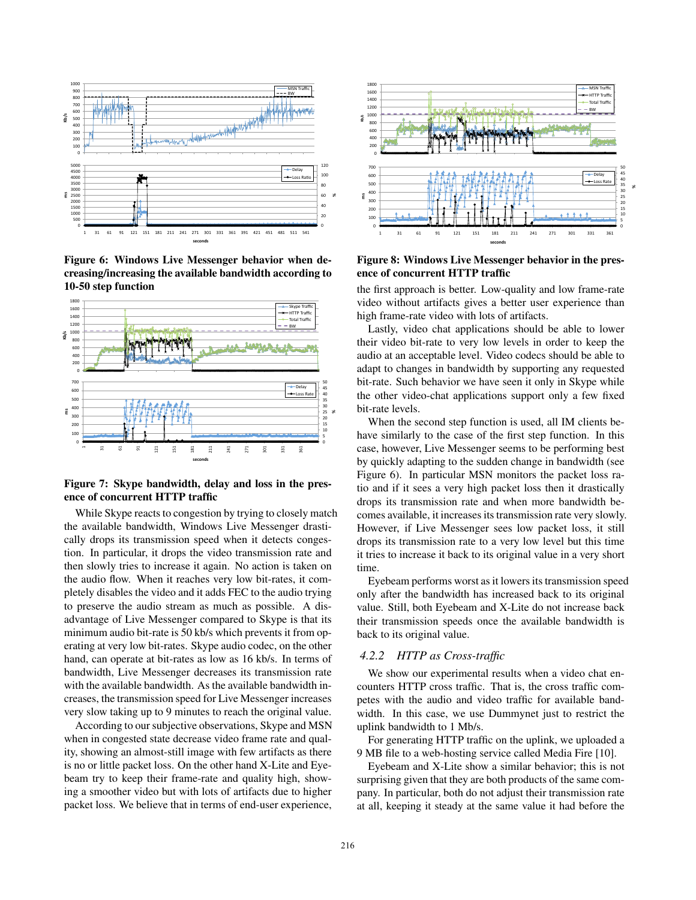1000
900
800
700
600
500
400
300
200
100
0

Kb/s

MSN Traffic
BW

5000
4500
4000
3500
3000
2500
2000
1500
1000
500
0

ms

120
100
80
60
40
20
0

%

Delay
Loss Ratio

1 31 61 91 121 151 181 211 241 271 301 331 361 391 421 451 481 511 541

seconds

**Figure 6: Windows Live Messenger behavior when decreasing/increasing the available bandwidth according to 10-50 step function**

1800
1600
1400
1200
1000
800
600
400
200
0

Kb/s

Skype Traffic
HTTP Traffic
Total Traffic
BW

700
600
500
400
300
200
100
0

ms

50
45
40
35
30
25
20
15
10
5
0

%

Delay
Loss Rate

1 31 61 91 121 151 181 211 241 271 301 331 361

seconds

**Figure 7: Skype bandwidth, delay and loss in the presence of concurrent HTTP traffic**

While Skype reacts to congestion by trying to closely match the available bandwidth, Windows Live Messenger drastically drops its transmission speed when it detects congestion. In particular, it drops the video transmission rate and then slowly tries to increase it again. No action is taken on the audio flow. When it reaches very low bit-rates, it completely disables the video and it adds FEC to the audio trying to preserve the audio stream as much as possible. A disadvantage of Live Messenger compared to Skype is that its minimum audio bit-rate is 50 kb/s which prevents it from operating at very low bit-rates. Skype audio codec, on the other hand, can operate at bit-rates as low as 16 kb/s. In terms of bandwidth, Live Messenger decreases its transmission rate with the available bandwidth. As the available bandwidth increases, the transmission speed for Live Messenger increases very slow taking up to 9 minutes to reach the original value.

According to our subjective observations, Skype and MSN when in congested state decrease video frame rate and quality, showing an almost-still image with few artifacts as there is no or little packet loss. On the other hand X-Lite and Eyebeam try to keep their frame-rate and quality high, showing a smoother video but with lots of artifacts due to higher packet loss. We believe that in terms of end-user experience,

1800
1600
1400
1200
1000
800
600
400
200
0

Kb/s

MSN Traffic
HTTP Traffic
Total Traffic
BW

700
600
500
400
300
200
100
0

ms

50
45
40
35
30
25
20
15
10
5
0

%

Delay
Loss Rate

1 31 61 91 121 151 181 211 241 271 301 331 361

seconds

**Figure 8: Windows Live Messenger behavior in the presence of concurrent HTTP traffic**

the first approach is better. Low-quality and low frame-rate video without artifacts gives a better user experience than high frame-rate video with lots of artifacts.

Lastly, video chat applications should be able to lower their video bit-rate to very low levels in order to keep the audio at an acceptable level. Video codecs should be able to adapt to changes in bandwidth by supporting any requested bit-rate. Such behavior we have seen it only in Skype while the other video-chat applications support only a few fixed bit-rate levels.

When the second step function is used, all IM clients behave similarly to the case of the first step function. In this case, however, Live Messenger seems to be performing best by quickly adapting to the sudden change in bandwidth (see Figure 6). In particular MSN monitors the packet loss ratio and if it sees a very high packet loss then it drastically drops its transmission rate and when more bandwidth becomes available, it increases its transmission rate very slowly. However, if Live Messenger sees low packet loss, it still drops its transmission rate to a very low level but this time it tries to increase it back to its original value in a very short time.

Eyebeam performs worst as it lowers its transmission speed only after the bandwidth has increased back to its original value. Still, both Eyebeam and X-Lite do not increase back their transmission speeds once the available bandwidth is back to its original value.

### *4.2.2 HTTP as Cross-traffic*

We show our experimental results when a video chat encounters HTTP cross traffic. That is, the cross traffic competes with the audio and video traffic for available bandwidth. In this case, we use Dummynet just to restrict the uplink bandwidth to 1 Mb/s.

For generating HTTP traffic on the uplink, we uploaded a 9 MB file to a web-hosting service called Media Fire [10].

Eyebeam and X-Lite show a similar behavior; this is not surprising given that they are both products of the same company. In particular, both do not adjust their transmission rate at all, keeping it steady at the same value it had before the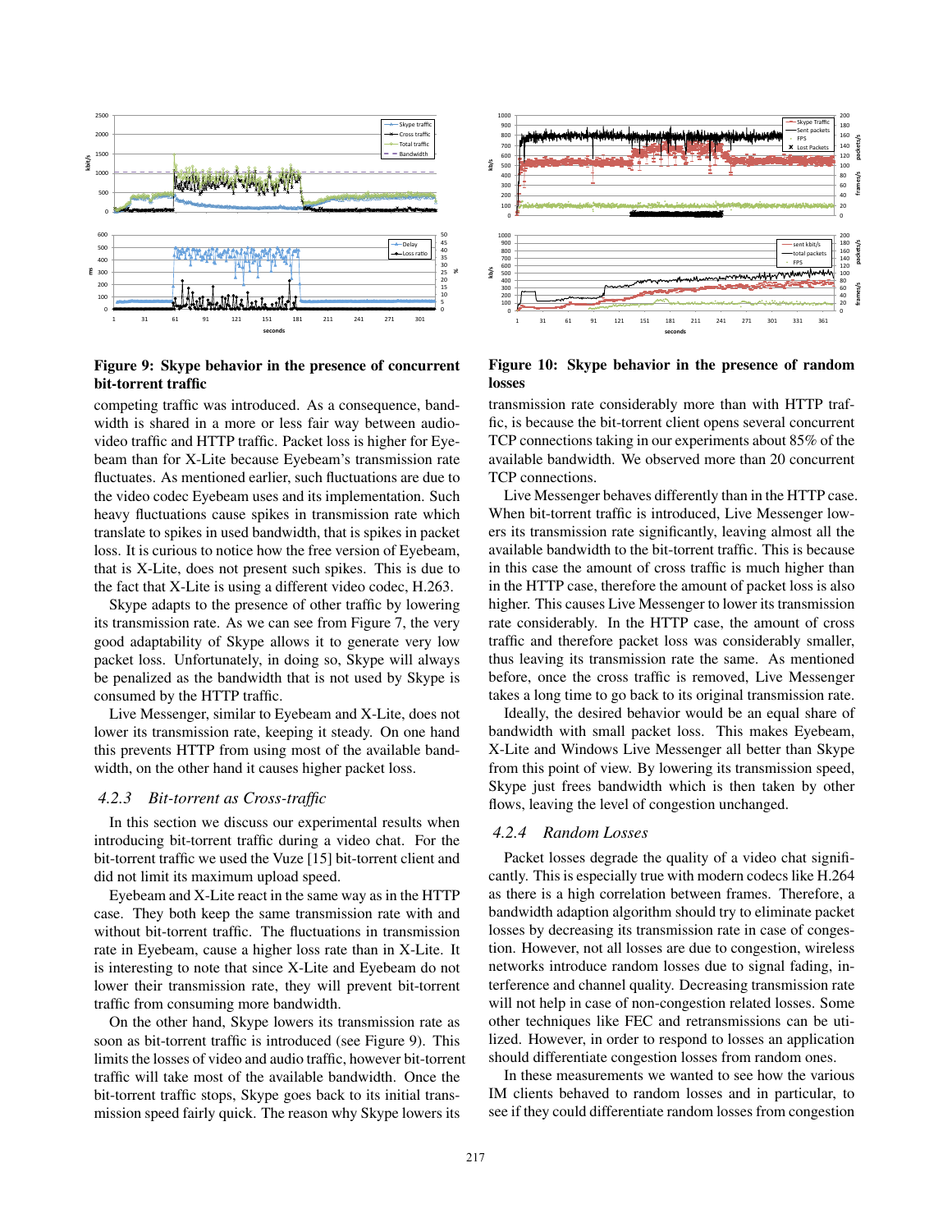2500
2000
1500
1000
500
0
kbit/s

Skype traffic
Cross traffic
Total traffic
Bandwidth

600
500
400
300
200
100
0
ms

50
45
40
35
30
25
20
15
10
5
0
%

Delay
Loss ratio

1 31 61 91 121 151 181 211 241 271 301
seconds

**Figure 9: Skype behavior in the presence of concurrent bit-torrent traffic**

1000
900
800
700
600
500
400
300
200
100
0
kb/s

200
180
160
140
120
100
80
60
40
20
0
packets/s
frames/s

Skype Traffic
Sent packets
FPS
Lost Packets

1000
900
800
700
600
500
400
300
200
100
0
kb/s

200
180
160
140
120
100
80
60
40
20
0
packets/s
frames/s

sent kbit/s
total packets
FPS

1 31 61 91 121 151 181 211 241 271 301 331 361
seconds

**Figure 10: Skype behavior in the presence of random losses**

competing traffic was introduced. As a consequence, bandwidth is shared in a more or less fair way between audio-video traffic and HTTP traffic. Packet loss is higher for Eyebeam than for X-Lite because Eyebeam's transmission rate fluctuates. As mentioned earlier, such fluctuations are due to the video codec Eyebeam uses and its implementation. Such heavy fluctuations cause spikes in transmission rate which translate to spikes in used bandwidth, that is spikes in packet loss. It is curious to notice how the free version of Eyebeam, that is X-Lite, does not present such spikes. This is due to the fact that X-Lite is using a different video codec, H.263.

Skype adapts to the presence of other traffic by lowering its transmission rate. As we can see from Figure 7, the very good adaptability of Skype allows it to generate very low packet loss. Unfortunately, in doing so, Skype will always be penalized as the bandwidth that is not used by Skype is consumed by the HTTP traffic.

Live Messenger, similar to Eyebeam and X-Lite, does not lower its transmission rate, keeping it steady. On one hand this prevents HTTP from using most of the available bandwidth, on the other hand it causes higher packet loss.

### *4.2.3 Bit-torrent as Cross-traffic*

In this section we discuss our experimental results when introducing bit-torrent traffic during a video chat. For the bit-torrent traffic we used the Vuze [15] bit-torrent client and did not limit its maximum upload speed.

Eyebeam and X-Lite react in the same way as in the HTTP case. They both keep the same transmission rate with and without bit-torrent traffic. The fluctuations in transmission rate in Eyebeam, cause a higher loss rate than in X-Lite. It is interesting to note that since X-Lite and Eyebeam do not lower their transmission rate, they will prevent bit-torrent traffic from consuming more bandwidth.

On the other hand, Skype lowers its transmission rate as soon as bit-torrent traffic is introduced (see Figure 9). This limits the losses of video and audio traffic, however bit-torrent traffic will take most of the available bandwidth. Once the bit-torrent traffic stops, Skype goes back to its initial transmission speed fairly quick. The reason why Skype lowers its transmission rate considerably more than with HTTP traffic, is because the bit-torrent client opens several concurrent TCP connections taking in our experiments about 85% of the available bandwidth. We observed more than 20 concurrent TCP connections.

Live Messenger behaves differently than in the HTTP case. When bit-torrent traffic is introduced, Live Messenger lowers its transmission rate significantly, leaving almost all the available bandwidth to the bit-torrent traffic. This is because in this case the amount of cross traffic is much higher than in the HTTP case, therefore the amount of packet loss is also higher. This causes Live Messenger to lower its transmission rate considerably. In the HTTP case, the amount of cross traffic and therefore packet loss was considerably smaller, thus leaving its transmission rate the same. As mentioned before, once the cross traffic is removed, Live Messenger takes a long time to go back to its original transmission rate.

Ideally, the desired behavior would be an equal share of bandwidth with small packet loss. This makes Eyebeam, X-Lite and Windows Live Messenger all better than Skype from this point of view. By lowering its transmission speed, Skype just frees bandwidth which is then taken by other flows, leaving the level of congestion unchanged.

### *4.2.4 Random Losses*

Packet losses degrade the quality of a video chat significantly. This is especially true with modern codecs like H.264 as there is a high correlation between frames. Therefore, a bandwidth adaption algorithm should try to eliminate packet losses by decreasing its transmission rate in case of congestion. However, not all losses are due to congestion, wireless networks introduce random losses due to signal fading, interference and channel quality. Decreasing transmission rate will not help in case of non-congestion related losses. Some other techniques like FEC and retransmissions can be utilized. However, in order to respond to losses an application should differentiate congestion losses from random ones.

In these measurements we wanted to see how the various IM clients behaved to random losses and in particular, to see if they could differentiate random losses from congestion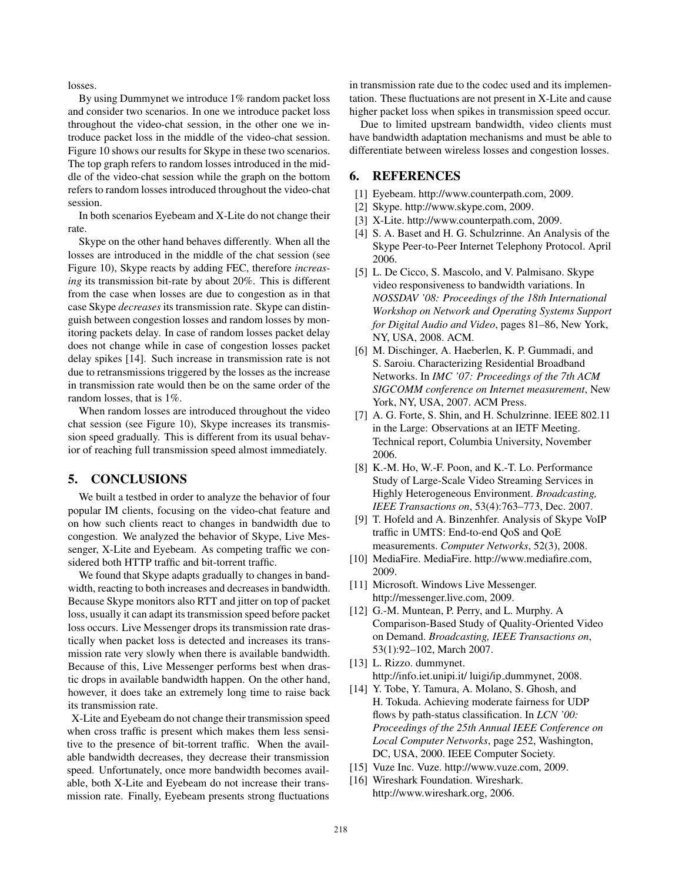losses.

By using Dummynet we introduce 1% random packet loss and consider two scenarios. In one we introduce packet loss throughout the video-chat session, in the other one we introduce packet loss in the middle of the video-chat session. Figure 10 shows our results for Skype in these two scenarios. The top graph refers to random losses introduced in the middle of the video-chat session while the graph on the bottom refers to random losses introduced throughout the video-chat session.

In both scenarios Eyebeam and X-Lite do not change their rate.

Skype on the other hand behaves differently. When all the losses are introduced in the middle of the chat session (see Figure 10), Skype reacts by adding FEC, therefore *increasing* its transmission bit-rate by about 20%. This is different from the case when losses are due to congestion as in that case Skype *decreases* its transmission rate. Skype can distinguish between congestion losses and random losses by monitoring packets delay. In case of random losses packet delay does not change while in case of congestion losses packet delay spikes [14]. Such increase in transmission rate is not due to retransmissions triggered by the losses as the increase in transmission rate would then be on the same order of the random losses, that is 1%.

When random losses are introduced throughout the video chat session (see Figure 10), Skype increases its transmission speed gradually. This is different from its usual behavior of reaching full transmission speed almost immediately.

## 5. CONCLUSIONS

We built a testbed in order to analyze the behavior of four popular IM clients, focusing on the video-chat feature and on how such clients react to changes in bandwidth due to congestion. We analyzed the behavior of Skype, Live Messenger, X-Lite and Eyebeam. As competing traffic we considered both HTTP traffic and bit-torrent traffic.

We found that Skype adapts gradually to changes in bandwidth, reacting to both increases and decreases in bandwidth. Because Skype monitors also RTT and jitter on top of packet loss, usually it can adapt its transmission speed before packet loss occurs. Live Messenger drops its transmission rate drastically when packet loss is detected and increases its transmission rate very slowly when there is available bandwidth. Because of this, Live Messenger performs best when drastic drops in available bandwidth happen. On the other hand, however, it does take an extremely long time to raise back its transmission rate.

X-Lite and Eyebeam do not change their transmission speed when cross traffic is present which makes them less sensitive to the presence of bit-torrent traffic. When the available bandwidth decreases, they decrease their transmission speed. Unfortunately, once more bandwidth becomes available, both X-Lite and Eyebeam do not increase their transmission rate. Finally, Eyebeam presents strong fluctuations in transmission rate due to the codec used and its implementation. These fluctuations are not present in X-Lite and cause higher packet loss when spikes in transmission speed occur.

Due to limited upstream bandwidth, video clients must have bandwidth adaptation mechanisms and must be able to differentiate between wireless losses and congestion losses.

## 6. REFERENCES

[1] Eyebeam. http://www.counterpath.com, 2009.

[2] Skype. http://www.skype.com, 2009.

[3] X-Lite. http://www.counterpath.com, 2009.

[4] S. A. Baset and H. G. Schulzrinne. An Analysis of the Skype Peer-to-Peer Internet Telephony Protocol. April 2006.

[5] L. De Cicco, S. Mascolo, and V. Palmisano. Skype video responsiveness to bandwidth variations. In *NOSSDAV '08: Proceedings of the 18th International Workshop on Network and Operating Systems Support for Digital Audio and Video*, pages 81–86, New York, NY, USA, 2008. ACM.

[6] M. Dischinger, A. Haeberlen, K. P. Gummadi, and S. Saroiu. Characterizing Residential Broadband Networks. In *IMC '07: Proceedings of the 7th ACM SIGCOMM conference on Internet measurement*, New York, NY, USA, 2007. ACM Press.

[7] A. G. Forte, S. Shin, and H. Schulzrinne. IEEE 802.11 in the Large: Observations at an IETF Meeting. Technical report, Columbia University, November 2006.

[8] K.-M. Ho, W.-F. Poon, and K.-T. Lo. Performance Study of Large-Scale Video Streaming Services in Highly Heterogeneous Environment. *Broadcasting, IEEE Transactions on*, 53(4):763–773, Dec. 2007.

[9] T. Hofeld and A. Binzenhfer. Analysis of Skype VoIP traffic in UMTS: End-to-end QoS and QoE measurements. *Computer Networks*, 52(3), 2008.

[10] MediaFire. MediaFire. http://www.mediafire.com, 2009.

[11] Microsoft. Windows Live Messenger. http://messenger.live.com, 2009.

[12] G.-M. Muntean, P. Perry, and L. Murphy. A Comparison-Based Study of Quality-Oriented Video on Demand. *Broadcasting, IEEE Transactions on*, 53(1):92–102, March 2007.

[13] L. Rizzo. dummynet. http://info.iet.unipi.it/ luigi/ip_dummynet, 2008.

[14] Y. Tobe, Y. Tamura, A. Molano, S. Ghosh, and H. Tokuda. Achieving moderate fairness for UDP flows by path-status classification. In *LCN '00: Proceedings of the 25th Annual IEEE Conference on Local Computer Networks*, page 252, Washington, DC, USA, 2000. IEEE Computer Society.

[15] Vuze Inc. Vuze. http://www.vuze.com, 2009.

[16] Wireshark Foundation. Wireshark. http://www.wireshark.org, 2006.